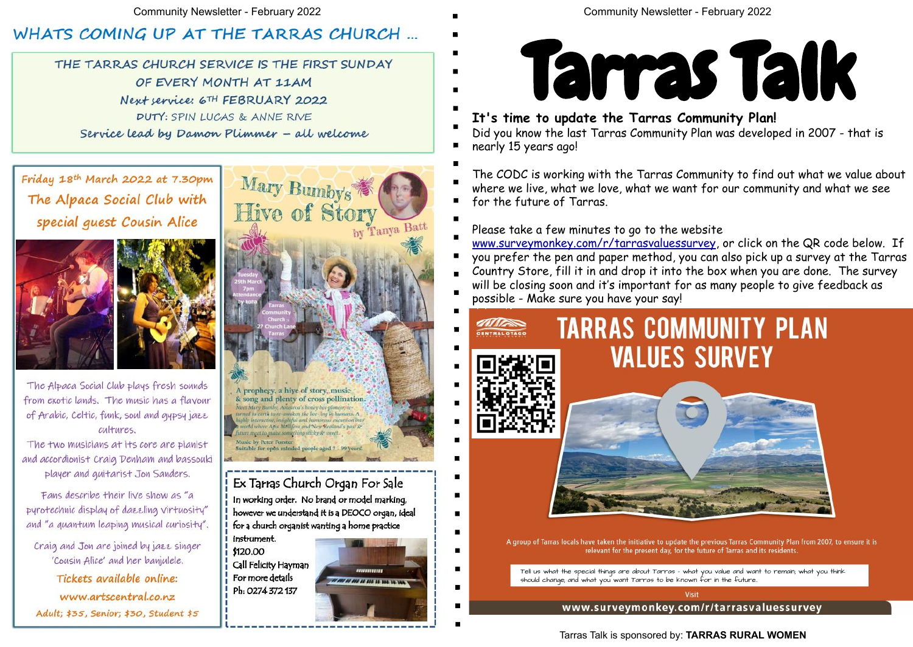# WHATS COMING UP AT THE TARRAS CHURCH ...

THE TARRAS CHURCH SERVICE IS THE FIRST SUNDAY OF EVERY MONTH AT 11AM

Next service: 6TH FEBRUARY 2022

DUTY: SPIN LUCAS & ANNE RIVE

Service lead by Damon Plimmer – all welcome

## Friday 18th March 2022 at 7.30pm

## The Alpaca Social Club with special guest Cousin Alice

The Alpaca Social Club plays fresh sounds from exotic lands. The music has a flavour of Arabic, Celtic, funk, soul and gypsy jazz cultures.

The two musicians at its core are pianist and accordionist Craig Denham and bassouki player and guitarist Jon Sanders.

Fans describe their live show as "a pyrotechnic display of dazzling virtuosity" and "a quantum leaping musical curiosity".

Craig and Jon are joined by jazz singer 'Cousin Alice' and her banjulele.

**Tickets available online:**

**www.artscentral.co.nz**

Adult; $35, Senior; $30, Student $5

## Mary Bumby's Hive of Story

by Tanya Batt

Tuesday 29th March 7pm Attendance by koha

Tarras Community Church 27 Church Lane Tarras

A prophecy, a hive of story, music & song and plenty of cross pollination.

Meet Mary Bumby, Aotearoa's honey bee pioneer, re-turned to earth to re-awaken the bee-ing in humans. A highly interactive, insightful and humorous excursion into a world where Apis Mellifera and New Zealand's past & future meet to make something sticky & sweet.

Music by Peter Forster

Suitable for open minded people aged 7 – 99 years

## Ex Tarras Church Organ For Sale

In working order. No brand or model marking, however we understand it is a DEOCO organ, ideal for a church organist wanting a home practice instrument.

$120.00

Call Felicity Hayman

For more details

Ph: 0274 372 137

# Tarras Talk

**It's time to update the Tarras Community Plan!**

Did you know the last Tarras Community Plan was developed in 2007 - that is nearly 15 years ago!

The CODC is working with the Tarras Community to find out what we value about where we live, what we love, what we want for our community and what we see for the future of Tarras.

Please take a few minutes to go to the website www.surveymonkey.com/r/tarrasvaluessurvey, or click on the QR code below. If you prefer the pen and paper method, you can also pick up a survey at the Tarras Country Store, fill it in and drop it into the box when you are done. The survey will be closing soon and it's important for as many people to give feedback as possible - Make sure you have your say!

## TARRAS COMMUNITY PLAN VALUES SURVEY

CENTRAL OTAGO

A group of Tarras locals have taken the initiative to update the previous Tarras Community Plan from 2007, to ensure it is relevant for the present day, for the future of Tarras and its residents.

Tell us what the special things are about Tarras - what you value and want to remain, what you think should change, and what you want Tarras to be known for in the future.

Visit

**www.surveymonkey.com/r/tarrasvaluessurvey**

Tarras Talk is sponsored by: **TARRAS RURAL WOMEN**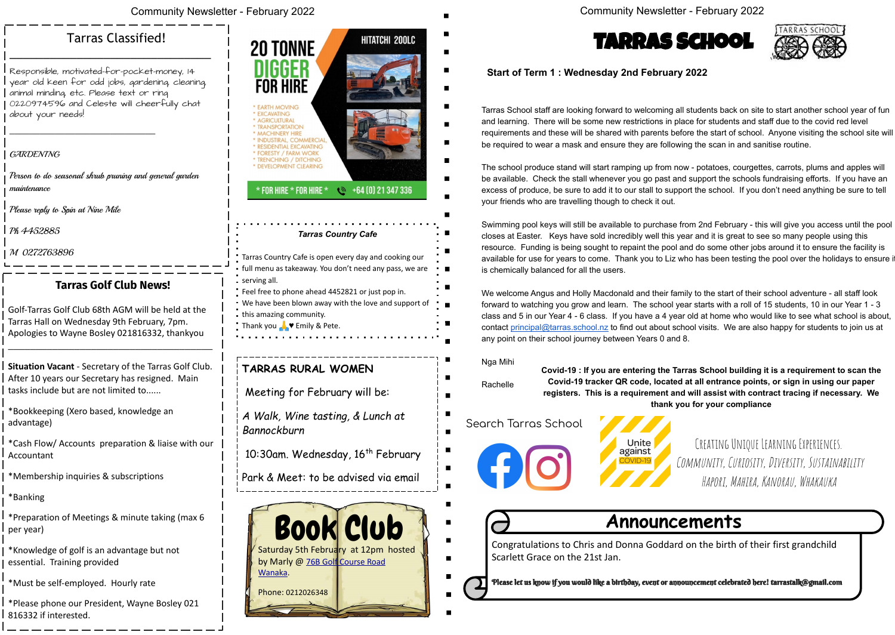## Tarras Classified!

Responsible, motivated-for-pocket-money, 14 year old keen for odd jobs, gardening, cleaning, animal minding, etc. Please text or ring 0220974596 and Celeste will cheerfully chat about your needs!

*GARDENING*

*Person to do seasonal shrub pruning and general garden maintenance*

*Please reply to Spin at Nine Mile*

*Ph 4452885*

*M 0272763896*

## Tarras Golf Club News!

Golf-Tarras Golf Club 68th AGM will be held at the Tarras Hall on Wednesday 9th February, 7pm. Apologies to Wayne Bosley 021816332, thankyou

**Situation Vacant** - Secretary of the Tarras Golf Club. After 10 years our Secretary has resigned. Main tasks include but are not limited to......

*Bookkeeping (Xero based, knowledge an advantage)

*Cash Flow/ Accounts preparation & liaise with our Accountant

*Membership inquiries & subscriptions

*Banking

*Preparation of Meetings & minute taking (max 6 per year)

*Knowledge of golf is an advantage but not essential. Training provided

*Must be self-employed. Hourly rate

*Please phone our President, Wayne Bosley 021 816332 if interested.

## 20 TONNE DIGGER FOR HIRE

HITACHI 200LC

* EARTH MOVING
* EXCAVATING
* AGRICULTURAL
* TRANSPORTATION
* MACHINERY HIRE
* INDUSTRIAL, COMMERCIAL
* RESIDENTIAL EXCAVATING
* FORESTY / FARM WORK
* TRENCHING / DITCHING
* DEVELOPMENT CLEARING

* FOR HIRE * FOR HIRE * +64 (0) 21 347 336

### *Tarras Country Cafe*

Tarras Country Cafe is open every day and cooking our full menu as takeaway. You don't need any pass, we are serving all.
Feel free to phone ahead 4452821 or just pop in.
We have been blown away with the love and support of this amazing community.
Thank you 🙏♥ Emily & Pete.

## TARRAS RURAL WOMEN

Meeting for February will be:

*A Walk, Wine tasting, & Lunch at Bannockburn*

10:30am. Wednesday, 16th February

Park & Meet: to be advised via email

## Book Club

Saturday 5th February at 12pm hosted by Marly @ 76B Golf Course Road Wanaka.

Phone: 0212026348

## TARRAS SCHOOL

TARRAS SCHOOL

**Start of Term 1 : Wednesday 2nd February 2022**

Tarras School staff are looking forward to welcoming all students back on site to start another school year of fun and learning. There will be some new restrictions in place for students and staff due to the covid red level requirements and these will be shared with parents before the start of school. Anyone visiting the school site will be required to wear a mask and ensure they are following the scan in and sanitise routine.

The school produce stand will start ramping up from now - potatoes, courgettes, carrots, plums and apples will be available. Check the stall whenever you go past and support the schools fundraising efforts. If you have an excess of produce, be sure to add it to our stall to support the school. If you don't need anything be sure to tell your friends who are travelling though to check it out.

Swimming pool keys will still be available to purchase from 2nd February - this will give you access until the pool closes at Easter. Keys have sold incredibly well this year and it is great to see so many people using this resource. Funding is being sought to repaint the pool and do some other jobs around it to ensure the facility is available for use for years to come. Thank you to Liz who has been testing the pool over the holidays to ensure it is chemically balanced for all the users.

We welcome Angus and Holly Macdonald and their family to the start of their school adventure - all staff look forward to watching you grow and learn. The school year starts with a roll of 15 students, 10 in our Year 1 - 3 class and 5 in our Year 4 - 6 class. If you have a 4 year old at home who would like to see what school is about, contact principal@tarras.school.nz to find out about school visits. We are also happy for students to join us at any point on their school journey between Years 0 and 8.

Nga Mihi

Rachelle

**Covid-19 : If you are entering the Tarras School building it is a requirement to scan the Covid-19 tracker QR code, located at all entrance points, or sign in using our paper registers. This is a requirement and will assist with contract tracing if necessary. We thank you for your compliance**

Search Tarras School

Unite against COVID-19

CREATING UNIQUE LEARNING EXPERIENCES.
COMMUNITY, CURIOSITY, DIVERSITY, SUSTAINABILITY
HAPORI, MAHIRA, KANORAU, WHAKAUKA

## Announcements

Congratulations to Chris and Donna Goddard on the birth of their first grandchild Scarlett Grace on the 21st Jan.

**Please let us know if you would like a birthday, event or announcement celebrated here! tarrastalk@gmail.com**